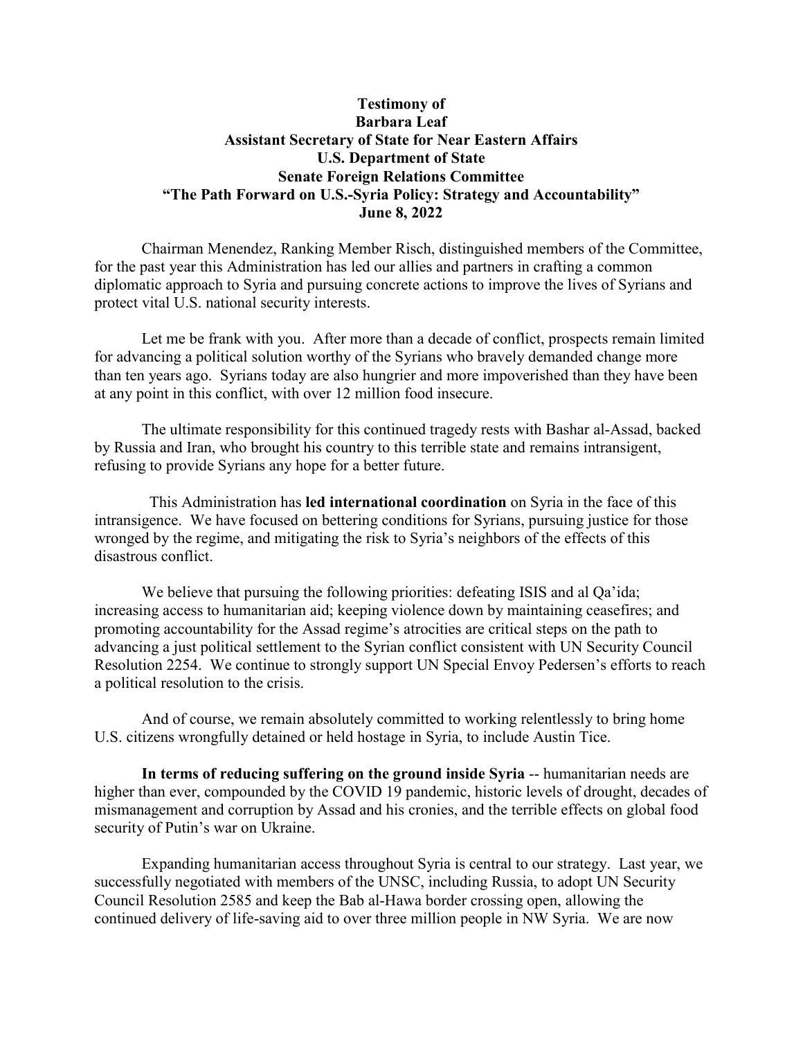**Testimony of**
**Barbara Leaf**
**Assistant Secretary of State for Near Eastern Affairs**
**U.S. Department of State**
**Senate Foreign Relations Committee**
**"The Path Forward on U.S.-Syria Policy: Strategy and Accountability"**
**June 8, 2022**

Chairman Menendez, Ranking Member Risch, distinguished members of the Committee, for the past year this Administration has led our allies and partners in crafting a common diplomatic approach to Syria and pursuing concrete actions to improve the lives of Syrians and protect vital U.S. national security interests.

Let me be frank with you. After more than a decade of conflict, prospects remain limited for advancing a political solution worthy of the Syrians who bravely demanded change more than ten years ago. Syrians today are also hungrier and more impoverished than they have been at any point in this conflict, with over 12 million food insecure.

The ultimate responsibility for this continued tragedy rests with Bashar al-Assad, backed by Russia and Iran, who brought his country to this terrible state and remains intransigent, refusing to provide Syrians any hope for a better future.

This Administration has **led international coordination** on Syria in the face of this intransigence. We have focused on bettering conditions for Syrians, pursuing justice for those wronged by the regime, and mitigating the risk to Syria's neighbors of the effects of this disastrous conflict.

We believe that pursuing the following priorities: defeating ISIS and al Qa'ida; increasing access to humanitarian aid; keeping violence down by maintaining ceasefires; and promoting accountability for the Assad regime's atrocities are critical steps on the path to advancing a just political settlement to the Syrian conflict consistent with UN Security Council Resolution 2254. We continue to strongly support UN Special Envoy Pedersen's efforts to reach a political resolution to the crisis.

And of course, we remain absolutely committed to working relentlessly to bring home U.S. citizens wrongfully detained or held hostage in Syria, to include Austin Tice.

**In terms of reducing suffering on the ground inside Syria** -- humanitarian needs are higher than ever, compounded by the COVID 19 pandemic, historic levels of drought, decades of mismanagement and corruption by Assad and his cronies, and the terrible effects on global food security of Putin's war on Ukraine.

Expanding humanitarian access throughout Syria is central to our strategy. Last year, we successfully negotiated with members of the UNSC, including Russia, to adopt UN Security Council Resolution 2585 and keep the Bab al-Hawa border crossing open, allowing the continued delivery of life-saving aid to over three million people in NW Syria. We are now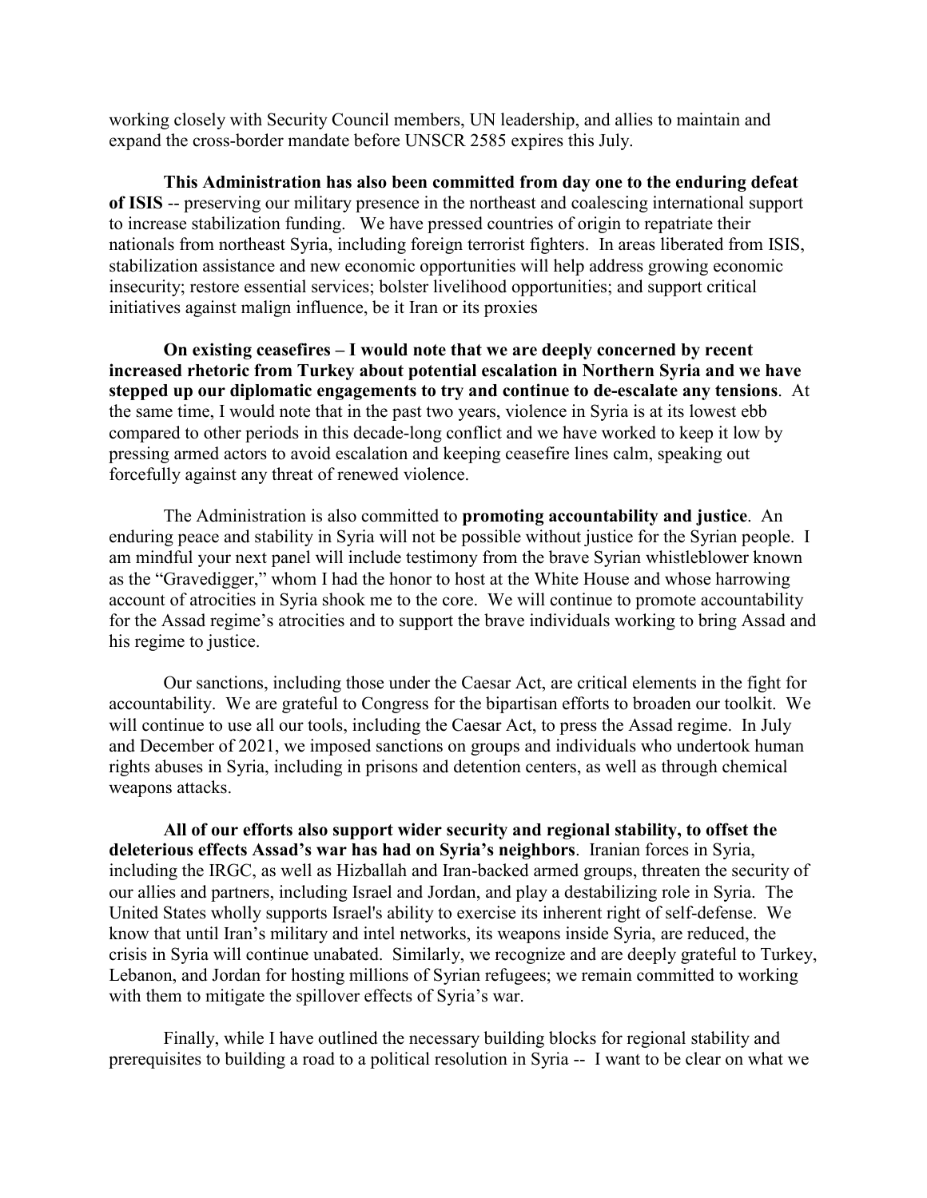working closely with Security Council members, UN leadership, and allies to maintain and expand the cross-border mandate before UNSCR 2585 expires this July.

**This Administration has also been committed from day one to the enduring defeat of ISIS** -- preserving our military presence in the northeast and coalescing international support to increase stabilization funding. We have pressed countries of origin to repatriate their nationals from northeast Syria, including foreign terrorist fighters. In areas liberated from ISIS, stabilization assistance and new economic opportunities will help address growing economic insecurity; restore essential services; bolster livelihood opportunities; and support critical initiatives against malign influence, be it Iran or its proxies

**On existing ceasefires – I would note that we are deeply concerned by recent increased rhetoric from Turkey about potential escalation in Northern Syria and we have stepped up our diplomatic engagements to try and continue to de-escalate any tensions**. At the same time, I would note that in the past two years, violence in Syria is at its lowest ebb compared to other periods in this decade-long conflict and we have worked to keep it low by pressing armed actors to avoid escalation and keeping ceasefire lines calm, speaking out forcefully against any threat of renewed violence.

The Administration is also committed to **promoting accountability and justice**. An enduring peace and stability in Syria will not be possible without justice for the Syrian people. I am mindful your next panel will include testimony from the brave Syrian whistleblower known as the "Gravedigger," whom I had the honor to host at the White House and whose harrowing account of atrocities in Syria shook me to the core. We will continue to promote accountability for the Assad regime's atrocities and to support the brave individuals working to bring Assad and his regime to justice.

Our sanctions, including those under the Caesar Act, are critical elements in the fight for accountability. We are grateful to Congress for the bipartisan efforts to broaden our toolkit. We will continue to use all our tools, including the Caesar Act, to press the Assad regime. In July and December of 2021, we imposed sanctions on groups and individuals who undertook human rights abuses in Syria, including in prisons and detention centers, as well as through chemical weapons attacks.

**All of our efforts also support wider security and regional stability, to offset the deleterious effects Assad's war has had on Syria's neighbors**. Iranian forces in Syria, including the IRGC, as well as Hizballah and Iran-backed armed groups, threaten the security of our allies and partners, including Israel and Jordan, and play a destabilizing role in Syria. The United States wholly supports Israel's ability to exercise its inherent right of self-defense. We know that until Iran's military and intel networks, its weapons inside Syria, are reduced, the crisis in Syria will continue unabated. Similarly, we recognize and are deeply grateful to Turkey, Lebanon, and Jordan for hosting millions of Syrian refugees; we remain committed to working with them to mitigate the spillover effects of Syria's war.

Finally, while I have outlined the necessary building blocks for regional stability and prerequisites to building a road to a political resolution in Syria -- I want to be clear on what we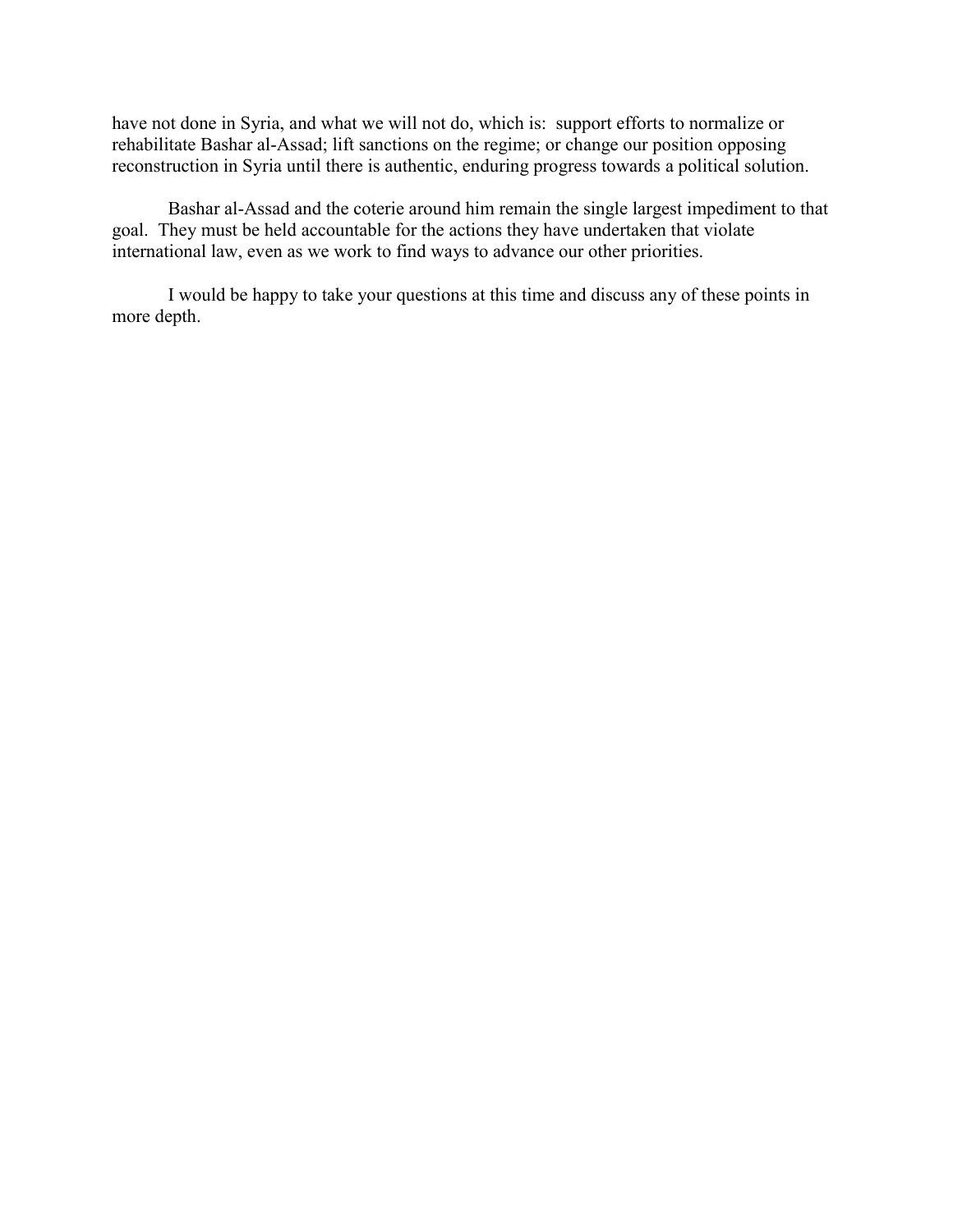have not done in Syria, and what we will not do, which is: support efforts to normalize or rehabilitate Bashar al-Assad; lift sanctions on the regime; or change our position opposing reconstruction in Syria until there is authentic, enduring progress towards a political solution.

Bashar al-Assad and the coterie around him remain the single largest impediment to that goal. They must be held accountable for the actions they have undertaken that violate international law, even as we work to find ways to advance our other priorities.

I would be happy to take your questions at this time and discuss any of these points in more depth.